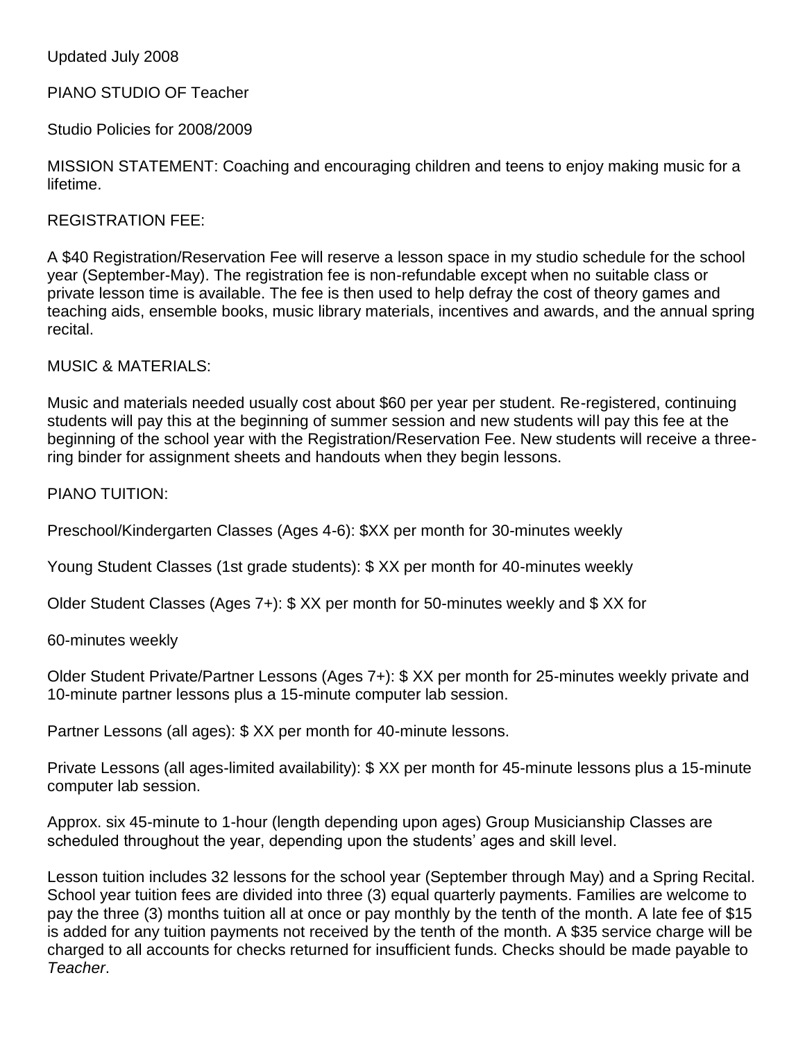Updated July 2008

PIANO STUDIO OF Teacher

Studio Policies for 2008/2009

MISSION STATEMENT: Coaching and encouraging children and teens to enjoy making music for a lifetime.

REGISTRATION FEE:

A $40 Registration/Reservation Fee will reserve a lesson space in my studio schedule for the school year (September-May). The registration fee is non-refundable except when no suitable class or private lesson time is available. The fee is then used to help defray the cost of theory games and teaching aids, ensemble books, music library materials, incentives and awards, and the annual spring recital.

MUSIC & MATERIALS:

Music and materials needed usually cost about $60 per year per student. Re-registered, continuing students will pay this at the beginning of summer session and new students will pay this fee at the beginning of the school year with the Registration/Reservation Fee. New students will receive a three-ring binder for assignment sheets and handouts when they begin lessons.

PIANO TUITION:

Preschool/Kindergarten Classes (Ages 4-6): $XX per month for 30-minutes weekly

Young Student Classes (1st grade students): $ XX per month for 40-minutes weekly

Older Student Classes (Ages 7+): $ XX per month for 50-minutes weekly and $ XX for

60-minutes weekly

Older Student Private/Partner Lessons (Ages 7+): $ XX per month for 25-minutes weekly private and 10-minute partner lessons plus a 15-minute computer lab session.

Partner Lessons (all ages): $ XX per month for 40-minute lessons.

Private Lessons (all ages-limited availability): $ XX per month for 45-minute lessons plus a 15-minute computer lab session.

Approx. six 45-minute to 1-hour (length depending upon ages) Group Musicianship Classes are scheduled throughout the year, depending upon the students' ages and skill level.

Lesson tuition includes 32 lessons for the school year (September through May) and a Spring Recital. School year tuition fees are divided into three (3) equal quarterly payments. Families are welcome to pay the three (3) months tuition all at once or pay monthly by the tenth of the month. A late fee of $15 is added for any tuition payments not received by the tenth of the month. A $35 service charge will be charged to all accounts for checks returned for insufficient funds. Checks should be made payable to *Teacher*.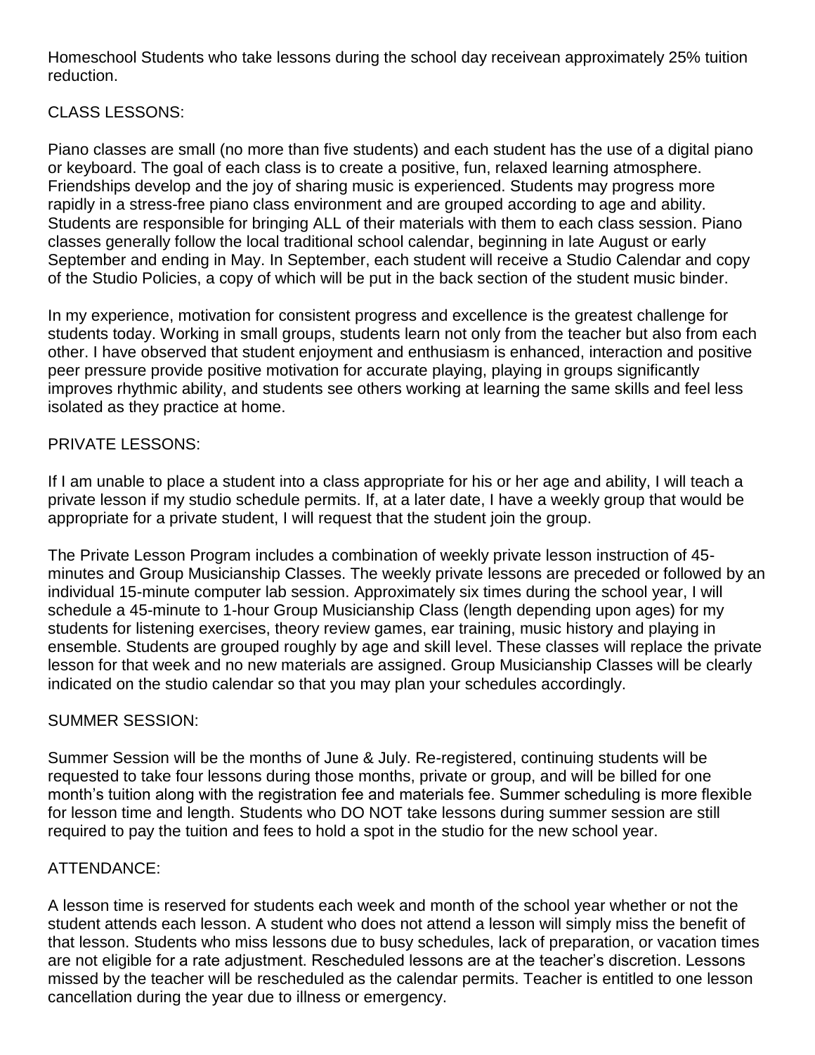Homeschool Students who take lessons during the school day receivean approximately 25% tuition reduction.

## CLASS LESSONS:

Piano classes are small (no more than five students) and each student has the use of a digital piano or keyboard. The goal of each class is to create a positive, fun, relaxed learning atmosphere. Friendships develop and the joy of sharing music is experienced. Students may progress more rapidly in a stress-free piano class environment and are grouped according to age and ability. Students are responsible for bringing ALL of their materials with them to each class session. Piano classes generally follow the local traditional school calendar, beginning in late August or early September and ending in May. In September, each student will receive a Studio Calendar and copy of the Studio Policies, a copy of which will be put in the back section of the student music binder.

In my experience, motivation for consistent progress and excellence is the greatest challenge for students today. Working in small groups, students learn not only from the teacher but also from each other. I have observed that student enjoyment and enthusiasm is enhanced, interaction and positive peer pressure provide positive motivation for accurate playing, playing in groups significantly improves rhythmic ability, and students see others working at learning the same skills and feel less isolated as they practice at home.

## PRIVATE LESSONS:

If I am unable to place a student into a class appropriate for his or her age and ability, I will teach a private lesson if my studio schedule permits. If, at a later date, I have a weekly group that would be appropriate for a private student, I will request that the student join the group.

The Private Lesson Program includes a combination of weekly private lesson instruction of 45-minutes and Group Musicianship Classes. The weekly private lessons are preceded or followed by an individual 15-minute computer lab session. Approximately six times during the school year, I will schedule a 45-minute to 1-hour Group Musicianship Class (length depending upon ages) for my students for listening exercises, theory review games, ear training, music history and playing in ensemble. Students are grouped roughly by age and skill level. These classes will replace the private lesson for that week and no new materials are assigned. Group Musicianship Classes will be clearly indicated on the studio calendar so that you may plan your schedules accordingly.

## SUMMER SESSION:

Summer Session will be the months of June & July. Re-registered, continuing students will be requested to take four lessons during those months, private or group, and will be billed for one month's tuition along with the registration fee and materials fee. Summer scheduling is more flexible for lesson time and length. Students who DO NOT take lessons during summer session are still required to pay the tuition and fees to hold a spot in the studio for the new school year.

## ATTENDANCE:

A lesson time is reserved for students each week and month of the school year whether or not the student attends each lesson. A student who does not attend a lesson will simply miss the benefit of that lesson. Students who miss lessons due to busy schedules, lack of preparation, or vacation times are not eligible for a rate adjustment. Rescheduled lessons are at the teacher's discretion. Lessons missed by the teacher will be rescheduled as the calendar permits. Teacher is entitled to one lesson cancellation during the year due to illness or emergency.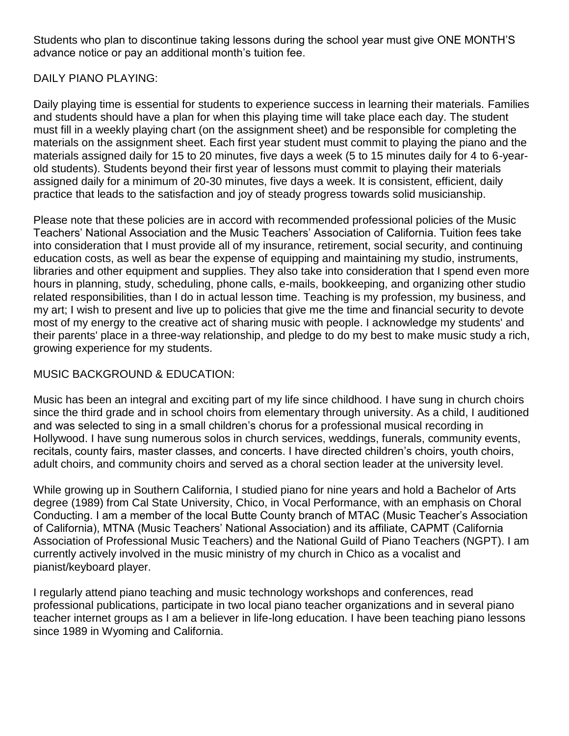Students who plan to discontinue taking lessons during the school year must give ONE MONTH'S advance notice or pay an additional month's tuition fee.

DAILY PIANO PLAYING:

Daily playing time is essential for students to experience success in learning their materials. Families and students should have a plan for when this playing time will take place each day. The student must fill in a weekly playing chart (on the assignment sheet) and be responsible for completing the materials on the assignment sheet. Each first year student must commit to playing the piano and the materials assigned daily for 15 to 20 minutes, five days a week (5 to 15 minutes daily for 4 to 6-year-old students). Students beyond their first year of lessons must commit to playing their materials assigned daily for a minimum of 20-30 minutes, five days a week. It is consistent, efficient, daily practice that leads to the satisfaction and joy of steady progress towards solid musicianship.

Please note that these policies are in accord with recommended professional policies of the Music Teachers' National Association and the Music Teachers' Association of California. Tuition fees take into consideration that I must provide all of my insurance, retirement, social security, and continuing education costs, as well as bear the expense of equipping and maintaining my studio, instruments, libraries and other equipment and supplies. They also take into consideration that I spend even more hours in planning, study, scheduling, phone calls, e-mails, bookkeeping, and organizing other studio related responsibilities, than I do in actual lesson time. Teaching is my profession, my business, and my art; I wish to present and live up to policies that give me the time and financial security to devote most of my energy to the creative act of sharing music with people. I acknowledge my students' and their parents' place in a three-way relationship, and pledge to do my best to make music study a rich, growing experience for my students.

MUSIC BACKGROUND & EDUCATION:

Music has been an integral and exciting part of my life since childhood. I have sung in church choirs since the third grade and in school choirs from elementary through university. As a child, I auditioned and was selected to sing in a small children's chorus for a professional musical recording in Hollywood. I have sung numerous solos in church services, weddings, funerals, community events, recitals, county fairs, master classes, and concerts. I have directed children's choirs, youth choirs, adult choirs, and community choirs and served as a choral section leader at the university level.

While growing up in Southern California, I studied piano for nine years and hold a Bachelor of Arts degree (1989) from Cal State University, Chico, in Vocal Performance, with an emphasis on Choral Conducting. I am a member of the local Butte County branch of MTAC (Music Teacher's Association of California), MTNA (Music Teachers' National Association) and its affiliate, CAPMT (California Association of Professional Music Teachers) and the National Guild of Piano Teachers (NGPT). I am currently actively involved in the music ministry of my church in Chico as a vocalist and pianist/keyboard player.

I regularly attend piano teaching and music technology workshops and conferences, read professional publications, participate in two local piano teacher organizations and in several piano teacher internet groups as I am a believer in life-long education. I have been teaching piano lessons since 1989 in Wyoming and California.